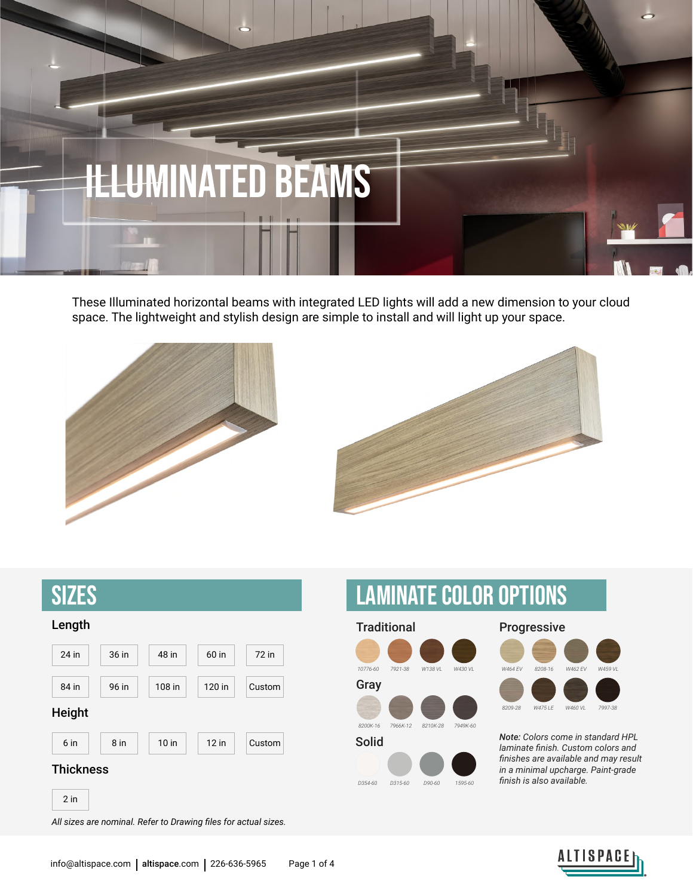# ILLUMINATED BEAMS

These Illuminated horizontal beams with integrated LED lights will add a new dimension to your cloud space. The lightweight and stylish design are simple to install and will light up your space.

## SIZES

### Length

| 24 in | 36 in | 48 in | 60 in | 72 in |
|---|---|---|---|---|
| 84 in | 96 in | 108 in | 120 in | Custom |

### Height

| 6 in | 8 in | 10 in | 12 in | Custom |
|---|---|---|---|---|

### Thickness

| 2 in |
|---|

*All sizes are nominal. Refer to Drawing files for actual sizes.*

## LAMINATE COLOR OPTIONS

### Traditional

10776-60, 7921-38, W138 VL, W430 VL

### Gray

8200K-16, 7966K-12, 8210K-28, 7949K-60

### Solid

D354-60, D315-60, D90-60, 1595-60

### Progressive

W464 EV, 8208-16, W462 EV, W459 VL

8209-28, W475 LE, W460 VL, 7997-38

***Note:*** *Colors come in standard HPL laminate finish. Custom colors and finishes are available and may result in a minimal upcharge. Paint-grade finish is also available.*

info@altispace.com | **altispace**.com | 226-636-5965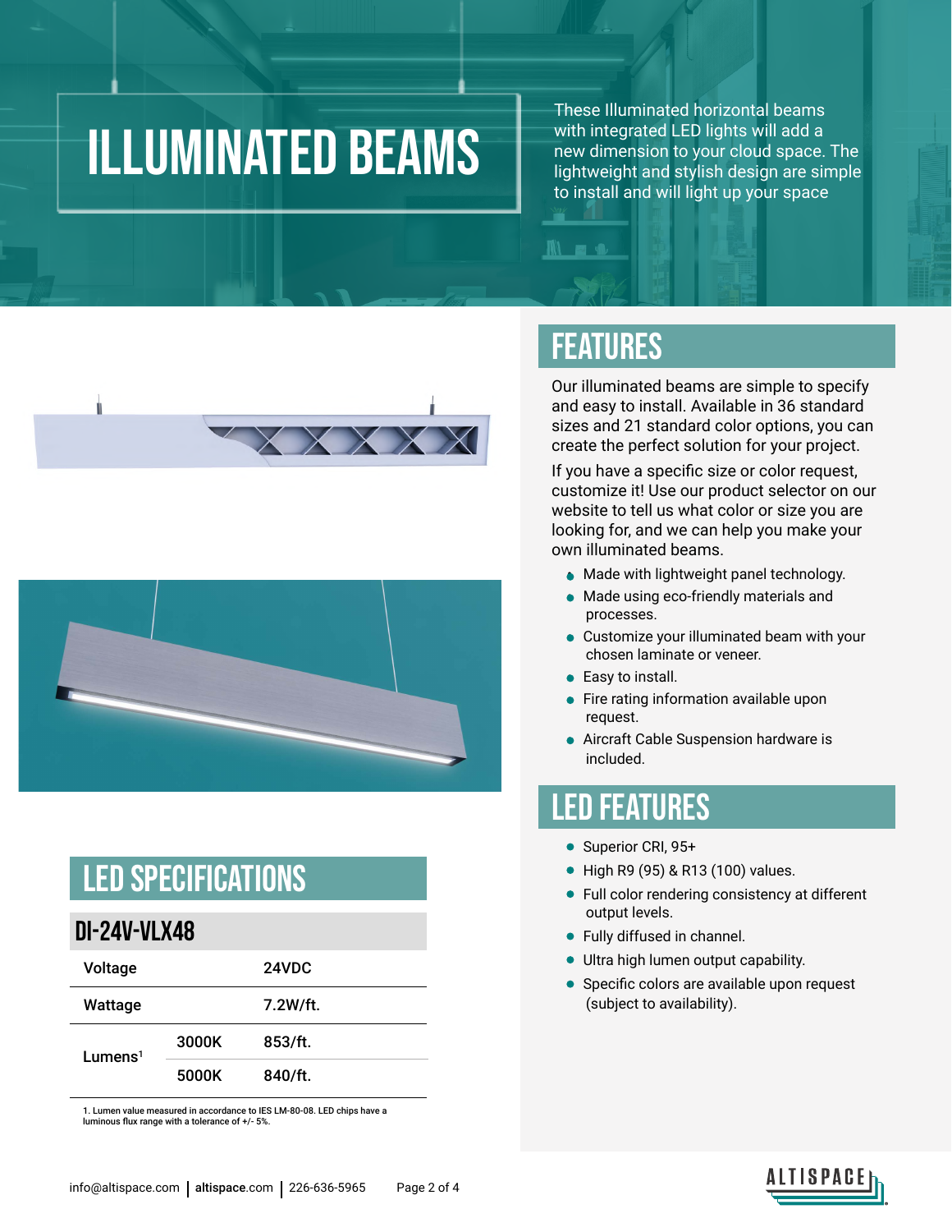# ILLUMINATED BEAMS

These Illuminated horizontal beams with integrated LED lights will add a new dimension to your cloud space. The lightweight and stylish design are simple to install and will light up your space

## FEATURES

Our illuminated beams are simple to specify and easy to install. Available in 36 standard sizes and 21 standard color options, you can create the perfect solution for your project.

If you have a specific size or color request, customize it! Use our product selector on our website to tell us what color or size you are looking for, and we can help you make your own illuminated beams.

- Made with lightweight panel technology.
- Made using eco-friendly materials and processes.
- Customize your illuminated beam with your chosen laminate or veneer.
- Easy to install.
- Fire rating information available upon request.
- Aircraft Cable Suspension hardware is included.

## LED FEATURES

- Superior CRI, 95+
- High R9 (95) & R13 (100) values.
- Full color rendering consistency at different output levels.
- Fully diffused in channel.
- Ultra high lumen output capability.
- Specific colors are available upon request (subject to availability).

## LED SPECIFICATIONS

### DI-24V-VLX48

| | | |
|---|---|---|
| Voltage | | 24VDC |
| Wattage | | 7.2W/ft. |
| Lumens[1] | 3000K | 853/ft. |
| | 5000K | 840/ft. |

1. Lumen value measured in accordance to IES LM-80-08. LED chips have a luminous flux range with a tolerance of +/- 5%.

info@altispace.com | altispace.com | 226-636-5965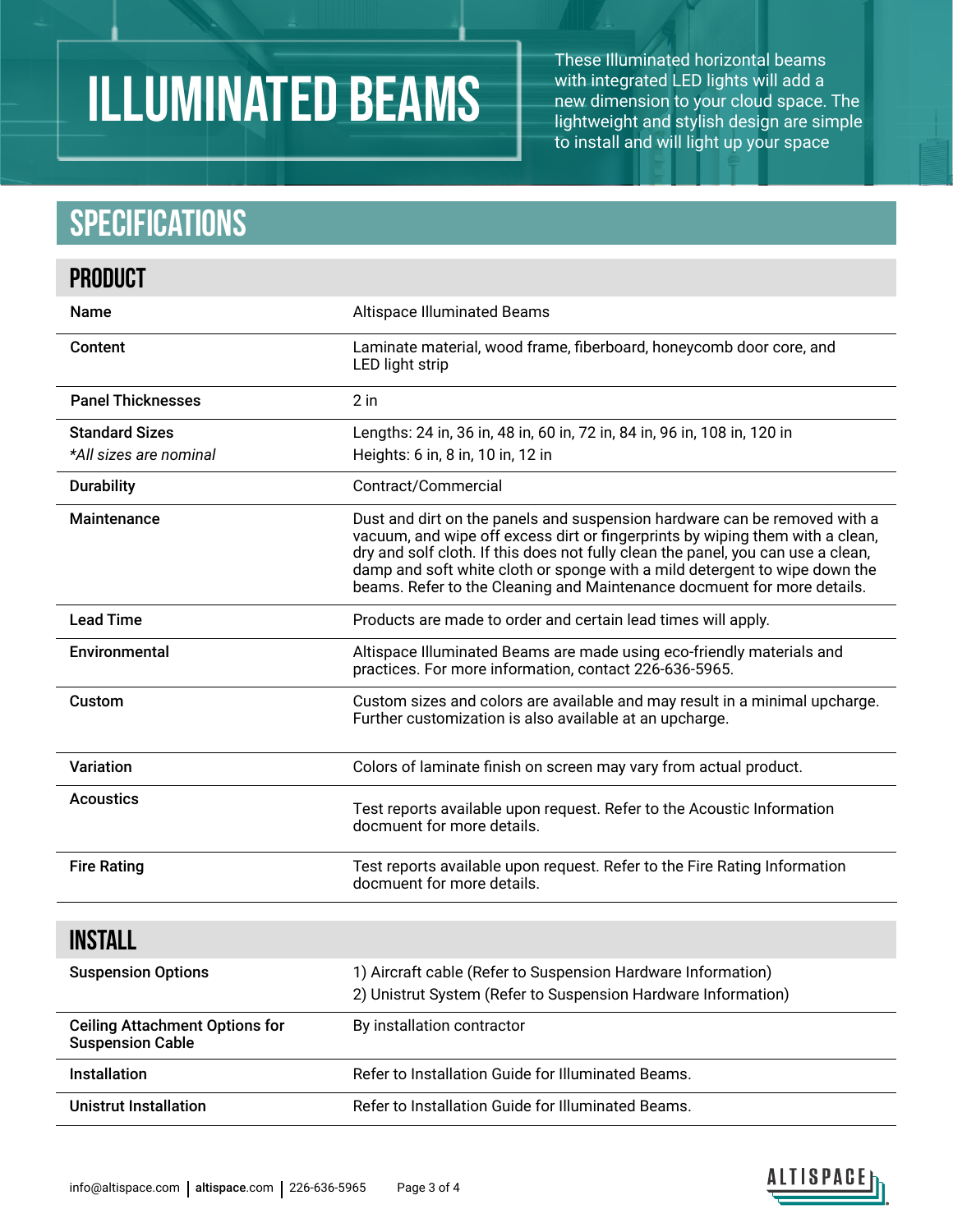# ILLUMINATED BEAMS

These Illuminated horizontal beams with integrated LED lights will add a new dimension to your cloud space. The lightweight and stylish design are simple to install and will light up your space

## SPECIFICATIONS

### PRODUCT

| | |
|---|---|
| **Name** | Altispace Illuminated Beams |
| **Content** | Laminate material, wood frame, fiberboard, honeycomb door core, and LED light strip |
| **Panel Thicknesses** | 2 in |
| **Standard Sizes** *\*All sizes are nominal* | Lengths: 24 in, 36 in, 48 in, 60 in, 72 in, 84 in, 96 in, 108 in, 120 in<br>Heights: 6 in, 8 in, 10 in, 12 in |
| **Durability** | Contract/Commercial |
| **Maintenance** | Dust and dirt on the panels and suspension hardware can be removed with a vacuum, and wipe off excess dirt or fingerprints by wiping them with a clean, dry and solf cloth. If this does not fully clean the panel, you can use a clean, damp and soft white cloth or sponge with a mild detergent to wipe down the beams. Refer to the Cleaning and Maintenance docmuent for more details. |
| **Lead Time** | Products are made to order and certain lead times will apply. |
| **Environmental** | Altispace Illuminated Beams are made using eco-friendly materials and practices. For more information, contact 226-636-5965. |
| **Custom** | Custom sizes and colors are available and may result in a minimal upcharge. Further customization is also available at an upcharge. |
| **Variation** | Colors of laminate finish on screen may vary from actual product. |
| **Acoustics** | Test reports available upon request. Refer to the Acoustic Information docmuent for more details. |
| **Fire Rating** | Test reports available upon request. Refer to the Fire Rating Information docmuent for more details. |

### INSTALL

| | |
|---|---|
| **Suspension Options** | 1) Aircraft cable (Refer to Suspension Hardware Information)<br>2) Unistrut System (Refer to Suspension Hardware Information) |
| **Ceiling Attachment Options for Suspension Cable** | By installation contractor |
| **Installation** | Refer to Installation Guide for Illuminated Beams. |
| **Unistrut Installation** | Refer to Installation Guide for Illuminated Beams. |

info@altispace.com | altispace.com | 226-636-5965

ALTISPACE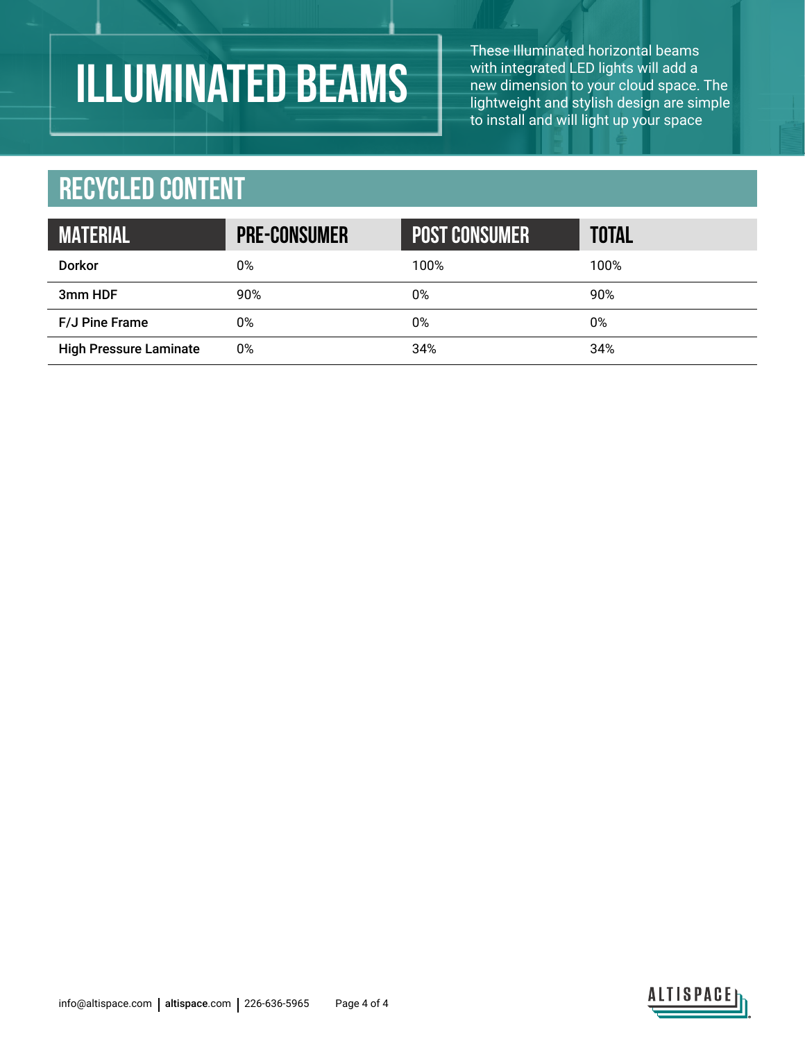# ILLUMINATED BEAMS

These Illuminated horizontal beams with integrated LED lights will add a new dimension to your cloud space. The lightweight and stylish design are simple to install and will light up your space

## RECYCLED CONTENT

| MATERIAL | PRE-CONSUMER | POST CONSUMER | TOTAL |
|---|---|---|---|
| Dorkor | 0% | 100% | 100% |
| 3mm HDF | 90% | 0% | 90% |
| F/J Pine Frame | 0% | 0% | 0% |
| High Pressure Laminate | 0% | 34% | 34% |

info@altispace.com | altispace.com | 226-636-5965

ALTISPACE